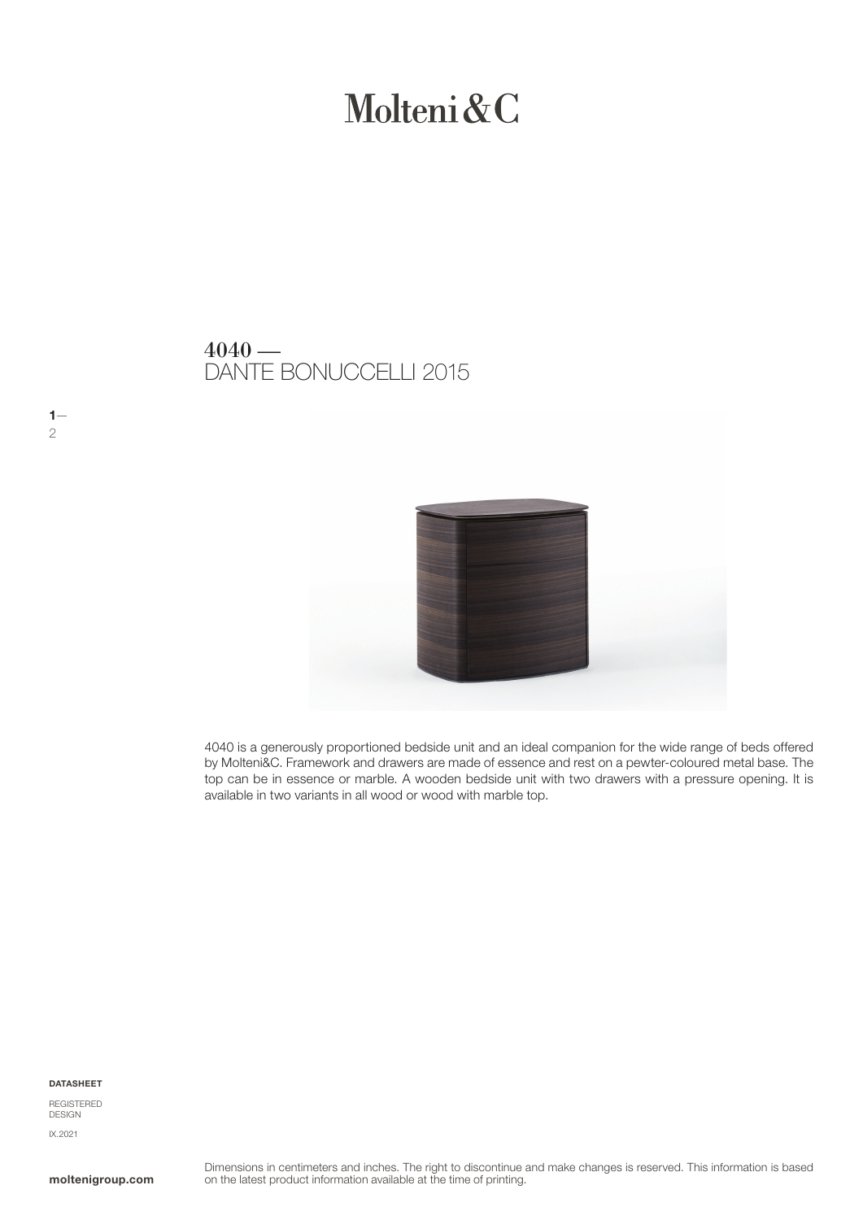# Molteni&C

## 4040 —
DANTE BONUCCELLI 2015

4040 is a generously proportioned bedside unit and an ideal companion for the wide range of beds offered by Molteni&C. Framework and drawers are made of essence and rest on a pewter-coloured metal base. The top can be in essence or marble. A wooden bedside unit with two drawers with a pressure opening. It is available in two variants in all wood or wood with marble top.

**DATASHEET**

REGISTERED DESIGN

IX.2021

**moltenigroup.com**

Dimensions in centimeters and inches. The right to discontinue and make changes is reserved. This information is based on the latest product information available at the time of printing.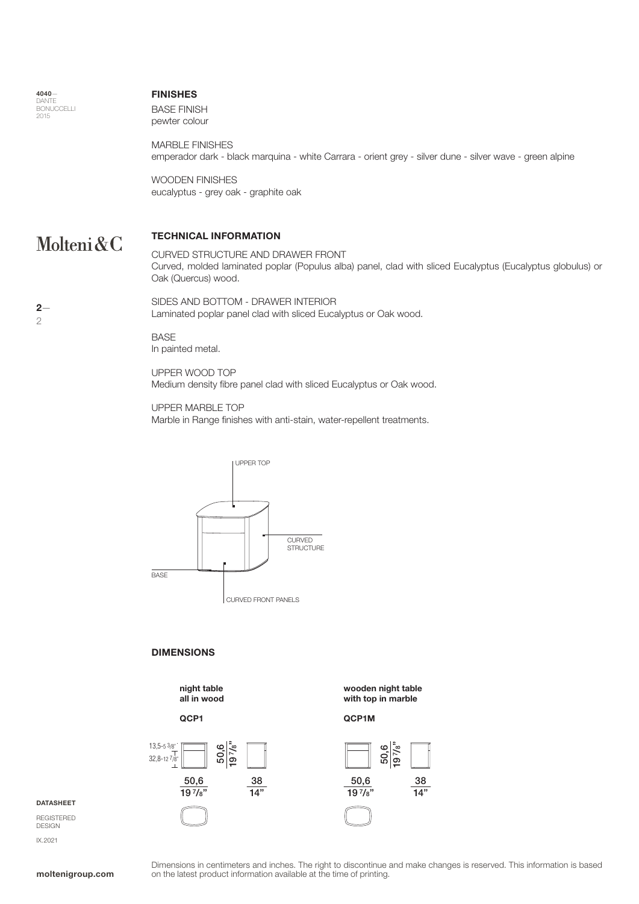4040—
DANTE BONUCCELLI
2015

## FINISHES

BASE FINISH
pewter colour

MARBLE FINISHES
emperador dark - black marquina - white Carrara - orient grey - silver dune - silver wave - green alpine

WOODEN FINISHES
eucalyptus - grey oak - graphite oak

Molteni&C

## TECHNICAL INFORMATION

CURVED STRUCTURE AND DRAWER FRONT
Curved, molded laminated poplar (Populus alba) panel, clad with sliced Eucalyptus (Eucalyptus globulus) or Oak (Quercus) wood.

SIDES AND BOTTOM - DRAWER INTERIOR
Laminated poplar panel clad with sliced Eucalyptus or Oak wood.

BASE
In painted metal.

UPPER WOOD TOP
Medium density fibre panel clad with sliced Eucalyptus or Oak wood.

UPPER MARBLE TOP
Marble in Range finishes with anti-stain, water-repellent treatments.

UPPER TOP
CURVED STRUCTURE
BASE
CURVED FRONT PANELS

## DIMENSIONS

**night table all in wood**

**QCP1**

13,5–5 3/8"
32,8–12 7/8"
50,6 / 19 7/8"
50,6 / 19 7/8"
38 / 14"

**wooden night table with top in marble**

**QCP1M**

50,6 / 19 7/8"
50,6 / 19 7/8"
38 / 14"

DATASHEET

REGISTERED DESIGN

IX.2021

moltenigroup.com

Dimensions in centimeters and inches. The right to discontinue and make changes is reserved. This information is based on the latest product information available at the time of printing.